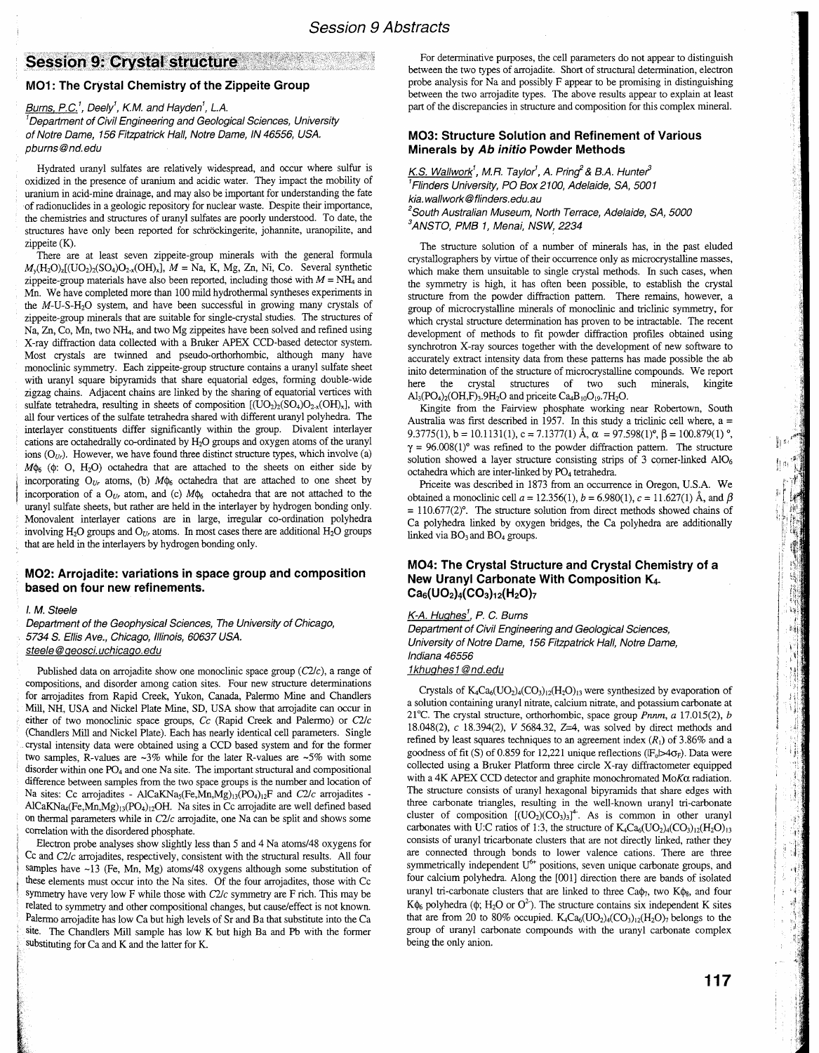## Session 9: Crystal structure

### MO1: The Crystal Chemistry of the Zippeite Group

Burns, P.C.[1], Deely[1], K.M. and Hayden[1], L.A.

[1]Department of Civil Engineering and Geological Sciences, University of Notre Dame, 156 Fitzpatrick Hall, Notre Dame, IN 46556, USA.
pburns@nd.edu

Hydrated uranyl sulfates are relatively widespread, and occur where sulfur is oxidized in the presence of uranium and acidic water. They impact the mobility of uranium in acid-mine drainage, and may also be important for understanding the fate of radionuclides in a geologic repository for nuclear waste. Despite their importance, the chemistries and structures of uranyl sulfates are poorly understood. To date, the structures have only been reported for schröckingerite, johannite, uranopilite, and zippeite (K).

There are at least seven zippeite-group minerals with the general formula $M_y(H_2O)_z[(UO_2)_2(SO_4)O_{2-x}(OH)_x]$, $M$ = Na, K, Mg, Zn, Ni, Co. Several synthetic zippeite-group materials have also been reported, including those with $M$ = $NH_4$ and Mn. We have completed more than 100 mild hydrothermal syntheses experiments in the $M$-U-S-$H_2O$ system, and have been successful in growing many crystals of zippeite-group minerals that are suitable for single-crystal studies. The structures of Na, Zn, Co, Mn, two $NH_4$, and two Mg zippeites have been solved and refined using X-ray diffraction data collected with a Bruker APEX CCD-based detector system. Most crystals are twinned and pseudo-orthorhombic, although many have monoclinic symmetry. Each zippeite-group structure contains a uranyl sulfate sheet with uranyl square bipyramids that share equatorial edges, forming double-wide zigzag chains. Adjacent chains are linked by the sharing of equatorial vertices with sulfate tetrahedra, resulting in sheets of composition $[(UO_2)_2(SO_4)O_{2-x}(OH)_x]$, with all four vertices of the sulfate tetrahedra shared with different uranyl polyhedra. The interlayer constituents differ significantly within the group. Divalent interlayer cations are octahedrally co-ordinated by $H_2O$ groups and oxygen atoms of the uranyl ions ($O_{Ur}$). However, we have found three distinct structure types, which involve (a) $M\phi_6$ ($\phi$: O, $H_2O$) octahedra that are attached to the sheets on either side by incorporating $O_{Ur}$ atoms, (b) $M\phi_6$ octahedra that are attached to one sheet by incorporation of a $O_{Ur}$ atom, and (c) $M\phi_6$ octahedra that are not attached to the uranyl sulfate sheets, but rather are held in the interlayer by hydrogen bonding only. Monovalent interlayer cations are in large, irregular co-ordination polyhedra involving $H_2O$ groups and $O_{Ur}$ atoms. In most cases there are additional $H_2O$ groups that are held in the interlayers by hydrogen bonding only.

### MO2: Arrojadite: variations in space group and composition based on four new refinements.

I. M. Steele

Department of the Geophysical Sciences, The University of Chicago, 5734 S. Ellis Ave., Chicago, Illinois, 60637 USA.
steele@geosci.uchicago.edu

Published data on arrojadite show one monoclinic space group ($C2/c$), a range of compositions, and disorder among cation sites. Four new structure determinations for arrojadites from Rapid Creek, Yukon, Canada, Palermo Mine and Chandlers Mill, NH, USA and Nickel Plate Mine, SD, USA show that arrojadite can occur in either of two monoclinic space groups, $Cc$ (Rapid Creek and Palermo) or $C2/c$ (Chandlers Mill and Nickel Plate). Each has nearly identical cell parameters. Single crystal intensity data were obtained using a CCD based system and for the former two samples, R-values are ~3% while for the later R-values are ~5% with some disorder within one $PO_4$ and one Na site. The important structural and compositional difference between samples from the two space groups is the number and location of Na sites: $Cc$ arrojadites - $AlCaKNa_5(Fe,Mn,Mg)_{13}(PO_4)_{12}F$ and $C2/c$ arrojadites - $AlCaKNa_4(Fe,Mn,Mg)_{13}(PO_4)_{12}OH$. Na sites in $Cc$ arrojadite are well defined based on thermal parameters while in $C2/c$ arrojadite, one Na can be split and shows some correlation with the disordered phosphate.

Electron probe analyses show slightly less than 5 and 4 Na atoms/48 oxygens for $Cc$ and $C2/c$ arrojadites, respectively, consistent with the structural results. All four samples have ~13 (Fe, Mn, Mg) atoms/48 oxygens although some substitution of these elements must occur into the Na sites. Of the four arrojadites, those with $Cc$ symmetry have very low F while those with $C2/c$ symmetry are F rich. This may be related to symmetry and other compositional changes, but cause/effect is not known. Palermo arrojadite has low Ca but high levels of Sr and Ba that substitute into the Ca site. The Chandlers Mill sample has low K but high Ba and Pb with the former substituting for Ca and K and the latter for K.

For determinative purposes, the cell parameters do not appear to distinguish between the two types of arrojadite. Short of structural determination, electron probe analysis for Na and possibly F appear to be promising in distinguishing between the two arrojadite types. The above results appear to explain at least part of the discrepancies in structure and composition for this complex mineral.

### MO3: Structure Solution and Refinement of Various Minerals by *Ab initio* Powder Methods

K.S. Wallwork[1], M.R. Taylor[1], A. Pring[2] & B.A. Hunter[3]

[1]Flinders University, PO Box 2100, Adelaide, SA, 5001
kia.wallwork@flinders.edu.au
[2]South Australian Museum, North Terrace, Adelaide, SA, 5000
[3]ANSTO, PMB 1, Menai, NSW, 2234

The structure solution of a number of minerals has, in the past eluded crystallographers by virtue of their occurrence only as microcrystalline masses, which make them unsuitable to single crystal methods. In such cases, when the symmetry is high, it has often been possible, to establish the crystal structure from the powder diffraction pattern. There remains, however, a group of microcrystalline minerals of monoclinic and triclinic symmetry, for which crystal structure determination has proven to be intractable. The recent development of methods to fit powder diffraction profiles obtained using synchrotron X-ray sources together with the development of new software to accurately extract intensity data from these patterns has made possible the ab inito determination of the structure of microcrystalline compounds. We report here the crystal structures of two such minerals, kingite $Al_3(PO_4)_2(OH,F)_3.9H_2O$ and priceite $Ca_4B_{10}O_{19}.7H_2O$.

Kingite from the Fairview phosphate working near Robertown, South Australia was first described in 1957. In this study a triclinic cell where, a = 9.3775(1), b = 10.1131(1), c = 7.1377(1) Å, $\alpha$ = 97.598(1)°, $\beta$ = 100.879(1)°, $\gamma$ = 96.008(1)° was refined to the powder diffraction pattern. The structure solution showed a layer structure consisting strips of 3 corner-linked $AlO_6$ octahedra which are inter-linked by $PO_4$ tetrahedra.

Priceite was described in 1873 from an occurrence in Oregon, U.S.A. We obtained a monoclinic cell $a$ = 12.356(1), $b$ = 6.980(1), $c$ = 11.627(1) Å, and $\beta$ = 110.677(2)°. The structure solution from direct methods showed chains of Ca polyhedra linked by oxygen bridges, the Ca polyhedra are additionally linked via $BO_3$ and $BO_4$ groups.

### MO4: The Crystal Structure and Crystal Chemistry of a New Uranyl Carbonate With Composition $K_4Ca_6(UO_2)_4(CO_3)_{12}(H_2O)_7$

K-A. Hughes[1], P. C. Burns

Department of Civil Engineering and Geological Sciences, University of Notre Dame, 156 Fitzpatrick Hall, Notre Dame, Indiana 46556
1khughes1@nd.edu

Crystals of $K_4Ca_6(UO_2)_4(CO_3)_{12}(H_2O)_{13}$ were synthesized by evaporation of a solution containing uranyl nitrate, calcium nitrate, and potassium carbonate at 21°C. The crystal structure, orthorhombic, space group $Pnnm$, $a$ 17.015(2), $b$ 18.048(2), $c$ 18.394(2), $V$ 5684.32, $Z$=4, was solved by direct methods and refined by least squares techniques to an agreement index ($R_1$) of 3.86% and a goodness of fit (S) of 0.859 for 12,221 unique reflections ($|F_o| > 4\sigma_F$). Data were collected using a Bruker Platform three circle X-ray diffractometer equipped with a 4K APEX CCD detector and graphite monochromated MoK$\alpha$ radiation. The structure consists of uranyl hexagonal bipyramids that share edges with three carbonate triangles, resulting in the well-known uranyl tri-carbonate cluster of composition $[(UO_2)(CO_3)_3]^{4-}$. As is common in other uranyl carbonates with U:C ratios of 1:3, the structure of $K_4Ca_6(UO_2)_4(CO_3)_{12}(H_2O)_{13}$ consists of uranyl tricarbonate clusters that are not directly linked, rather they are connected through bonds to lower valence cations. There are three symmetrically independent $U^{6+}$ positions, seven unique carbonate groups, and four calcium polyhedra. Along the [001] direction there are bands of isolated uranyl tri-carbonate clusters that are linked to three $Ca\phi_7$, two $K\phi_8$, and four $K\phi_6$ polyhedra ($\phi$; $H_2O$ or $O^{2-}$). The structure contains six independent K sites that are from 20 to 80% occupied. $K_4Ca_6(UO_2)_4(CO_3)_{12}(H_2O)_7$ belongs to the group of uranyl carbonate compounds with the uranyl carbonate complex being the only anion.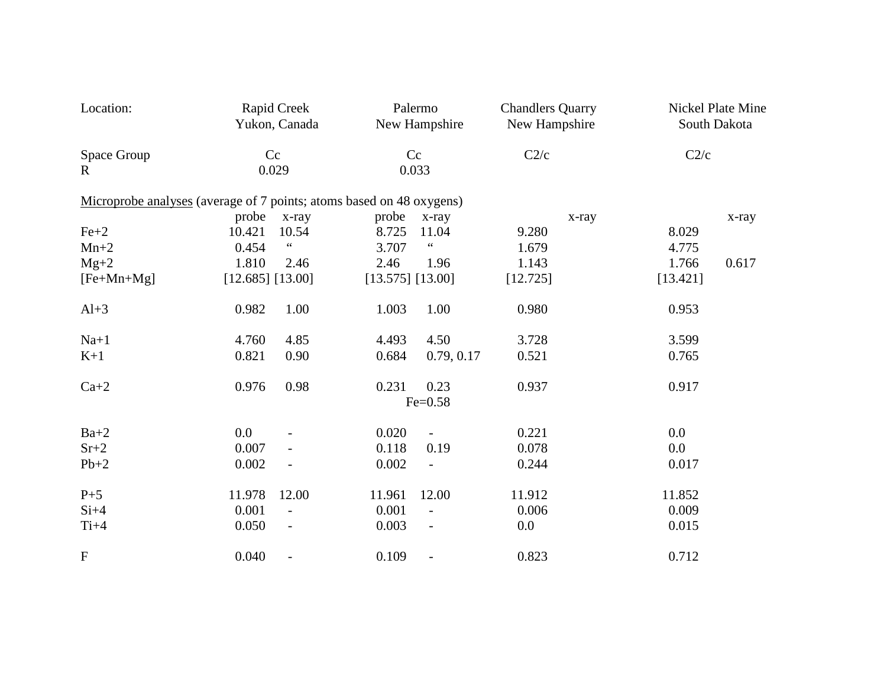| Location: | Rapid Creek Yukon, Canada | | Palermo New Hampshire | | Chandlers Quarry New Hampshire | | Nickel Plate Mine South Dakota | |
|---|---|---|---|---|---|---|---|---|
| Space Group | Cc | | Cc | | C2/c | | C2/c | |
| R | 0.029 | | 0.033 | | | | | |

<u>Microprobe analyses</u> (average of 7 points; atoms based on 48 oxygens)

| | probe | x-ray | probe | x-ray | | x-ray | | x-ray |
|---|---|---|---|---|---|---|---|---|
| $Fe^{+2}$ | 10.421 | 10.54 | 8.725 | 11.04 | 9.280 | | 8.029 | |
| $Mn^{+2}$ | 0.454 | “ | 3.707 | “ | 1.679 | | 4.775 | |
| $Mg^{+2}$ | 1.810 | 2.46 | 2.46 | 1.96 | 1.143 | | 1.766 | 0.617 |
| [Fe+Mn+Mg] | [12.685] | [13.00] | [13.575] | [13.00] | [12.725] | | [13.421] | |
| $Al^{+3}$ | 0.982 | 1.00 | 1.003 | 1.00 | 0.980 | | 0.953 | |
| $Na^{+1}$ | 4.760 | 4.85 | 4.493 | 4.50 | 3.728 | | 3.599 | |
| $K^{+1}$ | 0.821 | 0.90 | 0.684 | 0.79, 0.17 | 0.521 | | 0.765 | |
| $Ca^{+2}$ | 0.976 | 0.98 | 0.231 | 0.23 | 0.937 | | 0.917 | |
| | | | | Fe=0.58 | | | | |
| $Ba^{+2}$ | 0.0 | - | 0.020 | - | 0.221 | | 0.0 | |
| $Sr^{+2}$ | 0.007 | - | 0.118 | 0.19 | 0.078 | | 0.0 | |
| $Pb^{+2}$ | 0.002 | - | 0.002 | - | 0.244 | | 0.017 | |
| $P^{+5}$ | 11.978 | 12.00 | 11.961 | 12.00 | 11.912 | | 11.852 | |
| $Si^{+4}$ | 0.001 | - | 0.001 | - | 0.006 | | 0.009 | |
| $Ti^{+4}$ | 0.050 | - | 0.003 | - | 0.0 | | 0.015 | |
| F | 0.040 | - | 0.109 | - | 0.823 | | 0.712 | |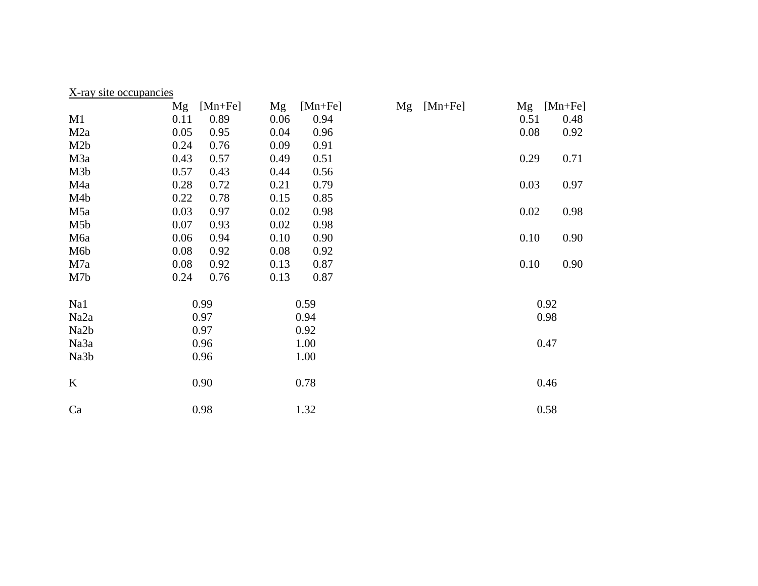X-ray site occupancies

| | Mg | [Mn+Fe] | Mg | [Mn+Fe] | Mg | [Mn+Fe] | Mg | [Mn+Fe] |
|---|---|---|---|---|---|---|---|---|
| M1 | 0.11 | 0.89 | 0.06 | 0.94 | | | 0.51 | 0.48 |
| M2a | 0.05 | 0.95 | 0.04 | 0.96 | | | 0.08 | 0.92 |
| M2b | 0.24 | 0.76 | 0.09 | 0.91 | | | | |
| M3a | 0.43 | 0.57 | 0.49 | 0.51 | | | 0.29 | 0.71 |
| M3b | 0.57 | 0.43 | 0.44 | 0.56 | | | | |
| M4a | 0.28 | 0.72 | 0.21 | 0.79 | | | 0.03 | 0.97 |
| M4b | 0.22 | 0.78 | 0.15 | 0.85 | | | | |
| M5a | 0.03 | 0.97 | 0.02 | 0.98 | | | 0.02 | 0.98 |
| M5b | 0.07 | 0.93 | 0.02 | 0.98 | | | | |
| M6a | 0.06 | 0.94 | 0.10 | 0.90 | | | 0.10 | 0.90 |
| M6b | 0.08 | 0.92 | 0.08 | 0.92 | | | | |
| M7a | 0.08 | 0.92 | 0.13 | 0.87 | | | 0.10 | 0.90 |
| M7b | 0.24 | 0.76 | 0.13 | 0.87 | | | | |
| | | | | | | | | |
| Na1 | 0.99 | | 0.59 | | | | 0.92 | |
| Na2a | 0.97 | | 0.94 | | | | 0.98 | |
| Na2b | 0.97 | | 0.92 | | | | | |
| Na3a | 0.96 | | 1.00 | | | | 0.47 | |
| Na3b | 0.96 | | 1.00 | | | | | |
| | | | | | | | | |
| K | 0.90 | | 0.78 | | | | 0.46 | |
| | | | | | | | | |
| Ca | 0.98 | | 1.32 | | | | 0.58 | |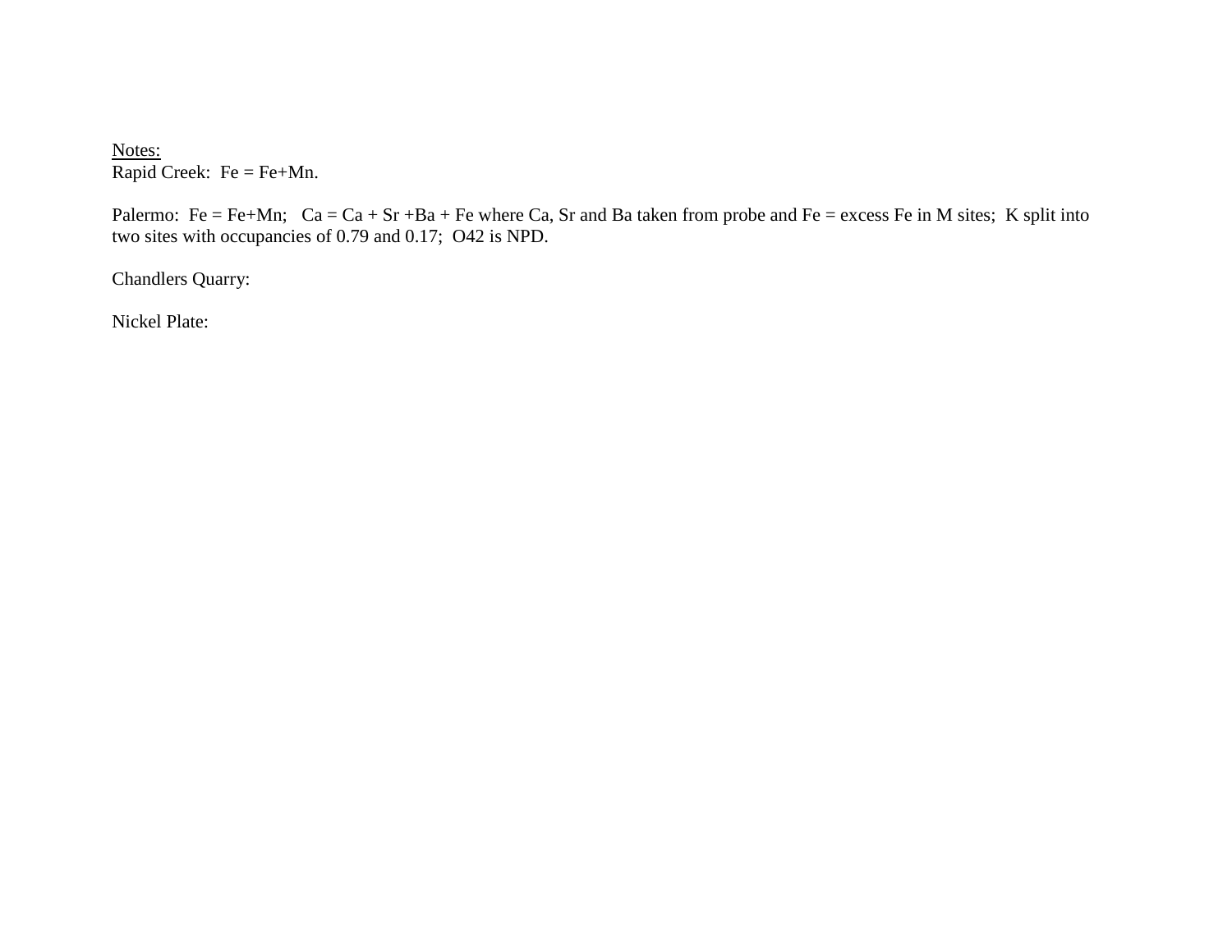Notes:

Rapid Creek: Fe = Fe+Mn.

Palermo: Fe = Fe+Mn; Ca = Ca + Sr +Ba + Fe where Ca, Sr and Ba taken from probe and Fe = excess Fe in M sites; K split into two sites with occupancies of 0.79 and 0.17; O42 is NPD.

Chandlers Quarry:

Nickel Plate: